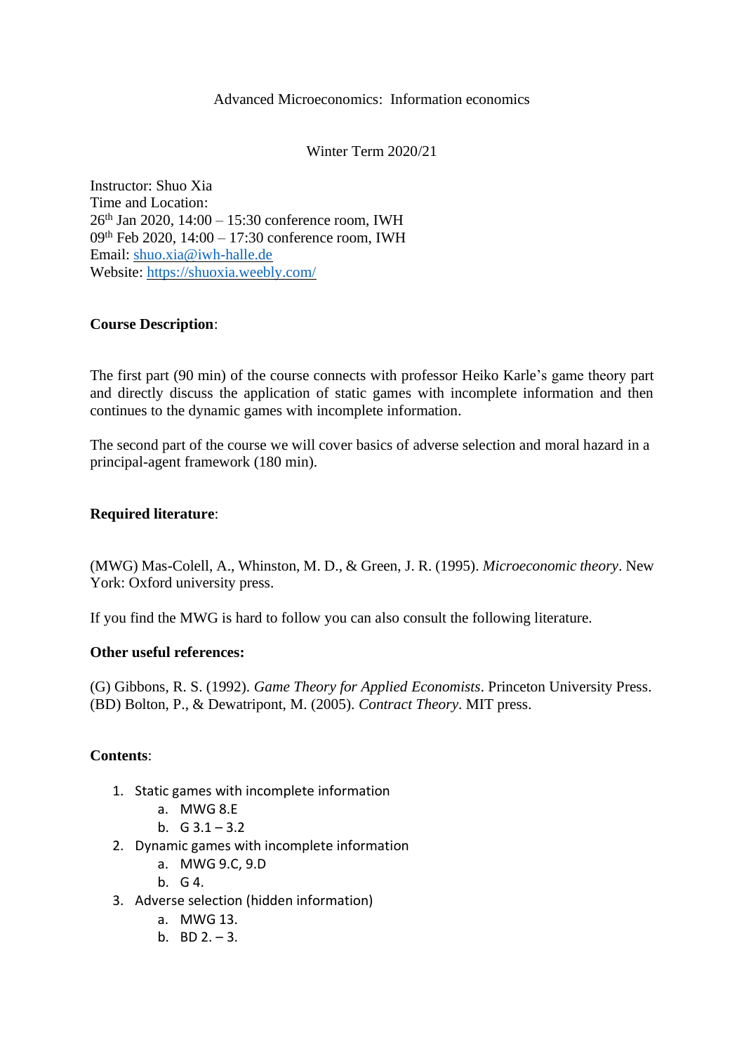# Advanced Microeconomics: Information economics

Winter Term 2020/21

Instructor: Shuo Xia
Time and Location:
26th Jan 2020, 14:00 – 15:30 conference room, IWH
09th Feb 2020, 14:00 – 17:30 conference room, IWH
Email: shuo.xia@iwh-halle.de
Website: https://shuoxia.weebly.com/

**Course Description**:

The first part (90 min) of the course connects with professor Heiko Karle's game theory part and directly discuss the application of static games with incomplete information and then continues to the dynamic games with incomplete information.

The second part of the course we will cover basics of adverse selection and moral hazard in a principal-agent framework (180 min).

**Required literature**:

(MWG) Mas-Colell, A., Whinston, M. D., & Green, J. R. (1995). *Microeconomic theory*. New York: Oxford university press.

If you find the MWG is hard to follow you can also consult the following literature.

**Other useful references:**

(G) Gibbons, R. S. (1992). *Game Theory for Applied Economists*. Princeton University Press.
(BD) Bolton, P., & Dewatripont, M. (2005). *Contract Theory*. MIT press.

**Contents**:

1. Static games with incomplete information
    a. MWG 8.E
    b. G 3.1 – 3.2
2. Dynamic games with incomplete information
    a. MWG 9.C, 9.D
    b. G 4.
3. Adverse selection (hidden information)
    a. MWG 13.
    b. BD 2. – 3.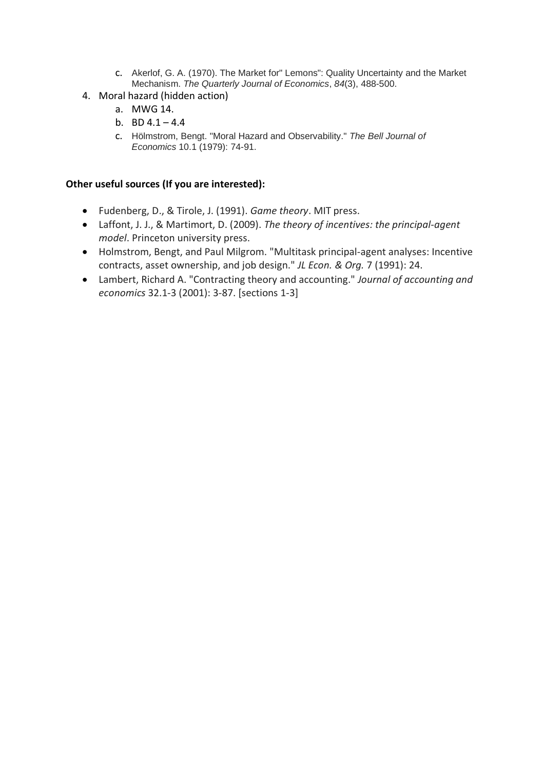c. Akerlof, G. A. (1970). The Market for" Lemons": Quality Uncertainty and the Market Mechanism. *The Quarterly Journal of Economics*, *84*(3), 488-500.

4. Moral hazard (hidden action)
   a. MWG 14.
   b. BD 4.1 – 4.4
   c. Hölmstrom, Bengt. "Moral Hazard and Observability." *The Bell Journal of Economics* 10.1 (1979): 74-91.

**Other useful sources (If you are interested):**

- Fudenberg, D., & Tirole, J. (1991). *Game theory*. MIT press.
- Laffont, J. J., & Martimort, D. (2009). *The theory of incentives: the principal-agent model*. Princeton university press.
- Holmstrom, Bengt, and Paul Milgrom. "Multitask principal-agent analyses: Incentive contracts, asset ownership, and job design." *JL Econ. & Org.* 7 (1991): 24.
- Lambert, Richard A. "Contracting theory and accounting." *Journal of accounting and economics* 32.1-3 (2001): 3-87. [sections 1-3]